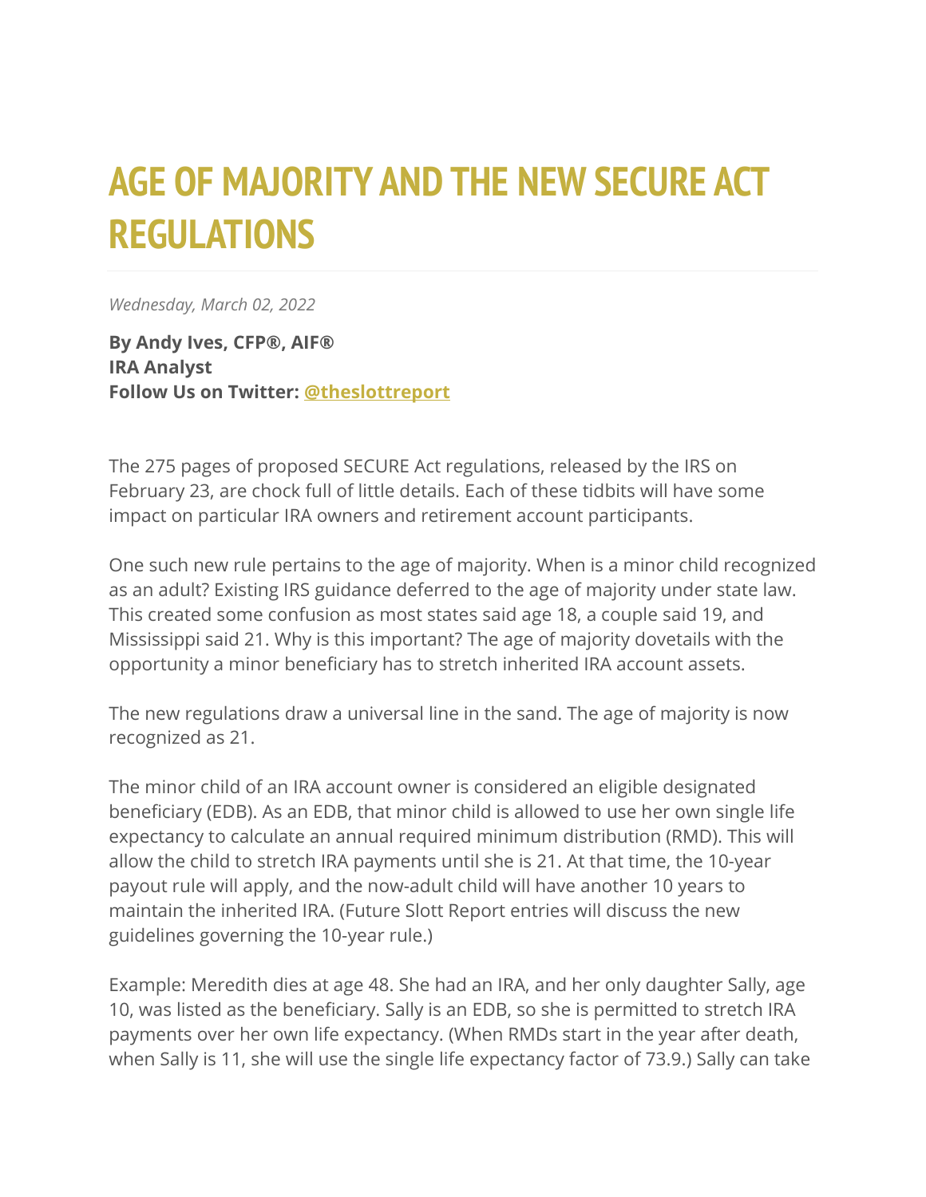# AGE OF MAJORITY AND THE NEW SECURE ACT REGULATIONS

*Wednesday, March 02, 2022*

**By Andy Ives, CFP®, AIF®**
**IRA Analyst**
**Follow Us on Twitter: [@theslottreport]**

The 275 pages of proposed SECURE Act regulations, released by the IRS on February 23, are chock full of little details. Each of these tidbits will have some impact on particular IRA owners and retirement account participants.

One such new rule pertains to the age of majority. When is a minor child recognized as an adult? Existing IRS guidance deferred to the age of majority under state law. This created some confusion as most states said age 18, a couple said 19, and Mississippi said 21. Why is this important? The age of majority dovetails with the opportunity a minor beneficiary has to stretch inherited IRA account assets.

The new regulations draw a universal line in the sand. The age of majority is now recognized as 21.

The minor child of an IRA account owner is considered an eligible designated beneficiary (EDB). As an EDB, that minor child is allowed to use her own single life expectancy to calculate an annual required minimum distribution (RMD). This will allow the child to stretch IRA payments until she is 21. At that time, the 10-year payout rule will apply, and the now-adult child will have another 10 years to maintain the inherited IRA. (Future Slott Report entries will discuss the new guidelines governing the 10-year rule.)

Example: Meredith dies at age 48. She had an IRA, and her only daughter Sally, age 10, was listed as the beneficiary. Sally is an EDB, so she is permitted to stretch IRA payments over her own life expectancy. (When RMDs start in the year after death, when Sally is 11, she will use the single life expectancy factor of 73.9.) Sally can take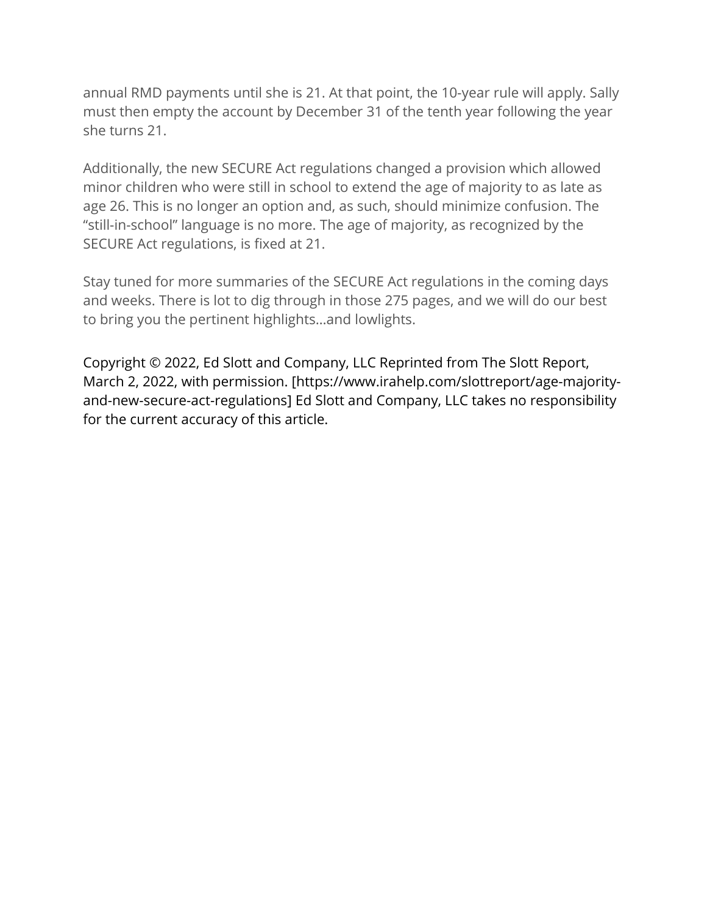annual RMD payments until she is 21. At that point, the 10-year rule will apply. Sally must then empty the account by December 31 of the tenth year following the year she turns 21.

Additionally, the new SECURE Act regulations changed a provision which allowed minor children who were still in school to extend the age of majority to as late as age 26. This is no longer an option and, as such, should minimize confusion. The "still-in-school" language is no more. The age of majority, as recognized by the SECURE Act regulations, is fixed at 21.

Stay tuned for more summaries of the SECURE Act regulations in the coming days and weeks. There is lot to dig through in those 275 pages, and we will do our best to bring you the pertinent highlights…and lowlights.

Copyright © 2022, Ed Slott and Company, LLC Reprinted from The Slott Report, March 2, 2022, with permission. [https://www.irahelp.com/slottreport/age-majority-and-new-secure-act-regulations] Ed Slott and Company, LLC takes no responsibility for the current accuracy of this article.